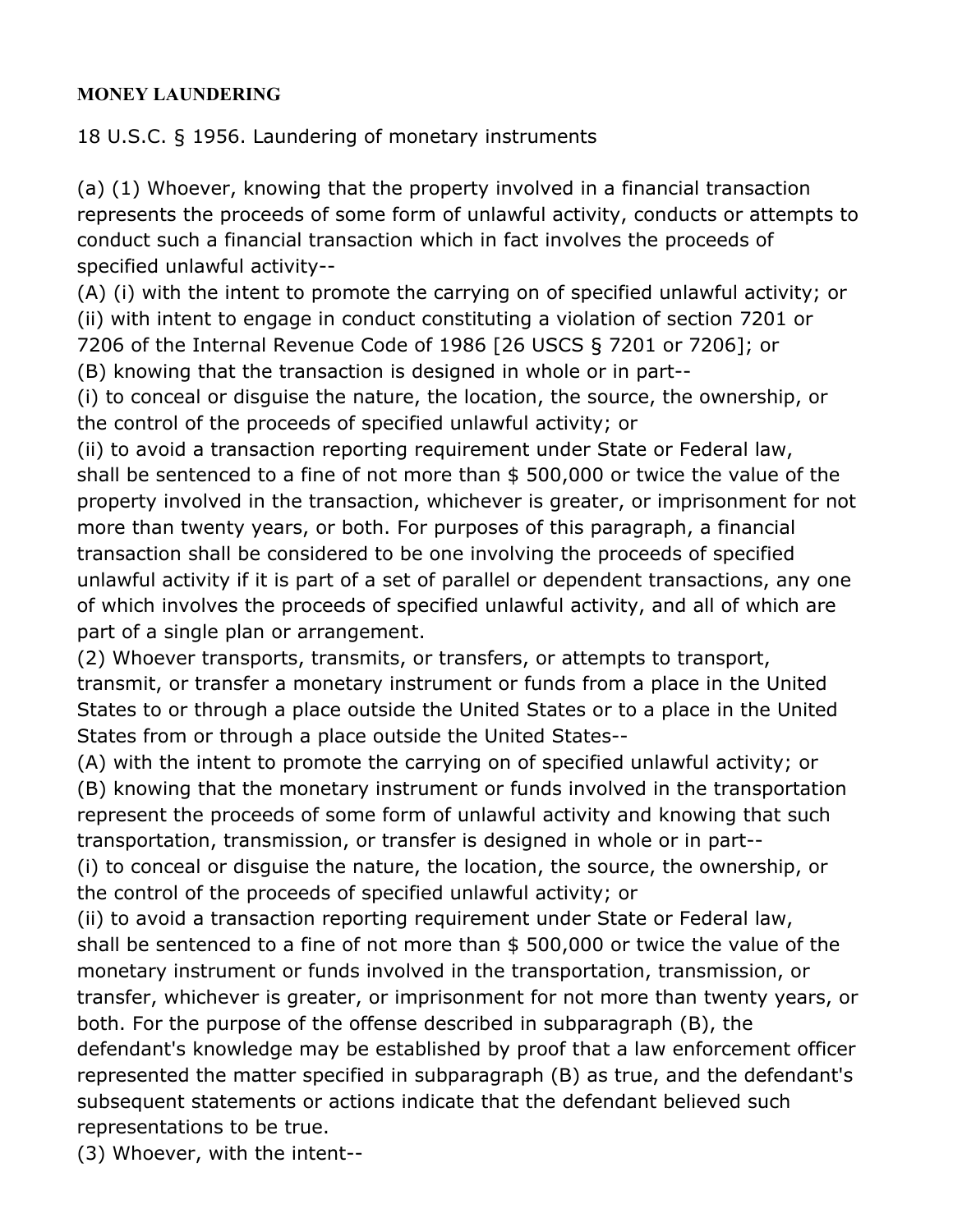**MONEY LAUNDERING**

18 U.S.C. § 1956. Laundering of monetary instruments

(a) (1) Whoever, knowing that the property involved in a financial transaction represents the proceeds of some form of unlawful activity, conducts or attempts to conduct such a financial transaction which in fact involves the proceeds of specified unlawful activity--

(A) (i) with the intent to promote the carrying on of specified unlawful activity; or

(ii) with intent to engage in conduct constituting a violation of section 7201 or 7206 of the Internal Revenue Code of 1986 [26 USCS § 7201 or 7206]; or

(B) knowing that the transaction is designed in whole or in part--

(i) to conceal or disguise the nature, the location, the source, the ownership, or the control of the proceeds of specified unlawful activity; or

(ii) to avoid a transaction reporting requirement under State or Federal law,

shall be sentenced to a fine of not more than $ 500,000 or twice the value of the property involved in the transaction, whichever is greater, or imprisonment for not more than twenty years, or both. For purposes of this paragraph, a financial transaction shall be considered to be one involving the proceeds of specified unlawful activity if it is part of a set of parallel or dependent transactions, any one of which involves the proceeds of specified unlawful activity, and all of which are part of a single plan or arrangement.

(2) Whoever transports, transmits, or transfers, or attempts to transport, transmit, or transfer a monetary instrument or funds from a place in the United States to or through a place outside the United States or to a place in the United States from or through a place outside the United States--

(A) with the intent to promote the carrying on of specified unlawful activity; or

(B) knowing that the monetary instrument or funds involved in the transportation represent the proceeds of some form of unlawful activity and knowing that such transportation, transmission, or transfer is designed in whole or in part--

(i) to conceal or disguise the nature, the location, the source, the ownership, or the control of the proceeds of specified unlawful activity; or

(ii) to avoid a transaction reporting requirement under State or Federal law,

shall be sentenced to a fine of not more than $ 500,000 or twice the value of the monetary instrument or funds involved in the transportation, transmission, or transfer, whichever is greater, or imprisonment for not more than twenty years, or both. For the purpose of the offense described in subparagraph (B), the defendant's knowledge may be established by proof that a law enforcement officer represented the matter specified in subparagraph (B) as true, and the defendant's subsequent statements or actions indicate that the defendant believed such representations to be true.

(3) Whoever, with the intent--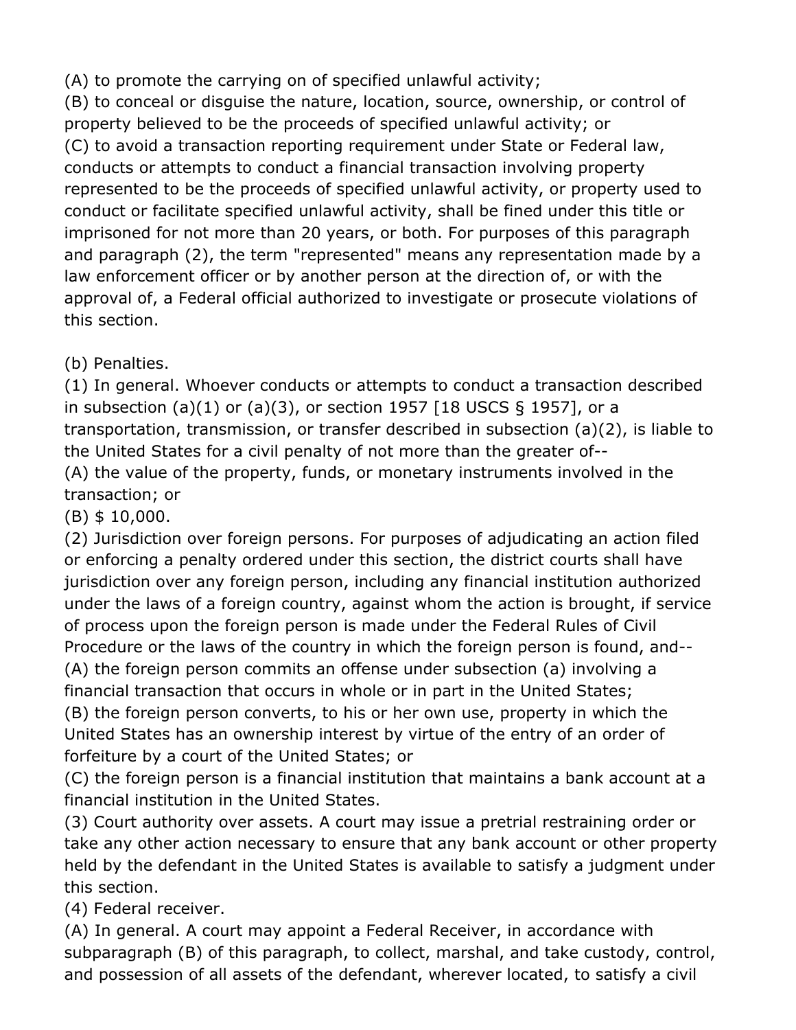(A) to promote the carrying on of specified unlawful activity;
(B) to conceal or disguise the nature, location, source, ownership, or control of property believed to be the proceeds of specified unlawful activity; or
(C) to avoid a transaction reporting requirement under State or Federal law, conducts or attempts to conduct a financial transaction involving property represented to be the proceeds of specified unlawful activity, or property used to conduct or facilitate specified unlawful activity, shall be fined under this title or imprisoned for not more than 20 years, or both. For purposes of this paragraph and paragraph (2), the term "represented" means any representation made by a law enforcement officer or by another person at the direction of, or with the approval of, a Federal official authorized to investigate or prosecute violations of this section.

(b) Penalties.
(1) In general. Whoever conducts or attempts to conduct a transaction described in subsection (a)(1) or (a)(3), or section 1957 [18 USCS § 1957], or a transportation, transmission, or transfer described in subsection (a)(2), is liable to the United States for a civil penalty of not more than the greater of--
(A) the value of the property, funds, or monetary instruments involved in the transaction; or
(B) $ 10,000.
(2) Jurisdiction over foreign persons. For purposes of adjudicating an action filed or enforcing a penalty ordered under this section, the district courts shall have jurisdiction over any foreign person, including any financial institution authorized under the laws of a foreign country, against whom the action is brought, if service of process upon the foreign person is made under the Federal Rules of Civil Procedure or the laws of the country in which the foreign person is found, and--
(A) the foreign person commits an offense under subsection (a) involving a financial transaction that occurs in whole or in part in the United States;
(B) the foreign person converts, to his or her own use, property in which the United States has an ownership interest by virtue of the entry of an order of forfeiture by a court of the United States; or
(C) the foreign person is a financial institution that maintains a bank account at a financial institution in the United States.
(3) Court authority over assets. A court may issue a pretrial restraining order or take any other action necessary to ensure that any bank account or other property held by the defendant in the United States is available to satisfy a judgment under this section.
(4) Federal receiver.
(A) In general. A court may appoint a Federal Receiver, in accordance with subparagraph (B) of this paragraph, to collect, marshal, and take custody, control, and possession of all assets of the defendant, wherever located, to satisfy a civil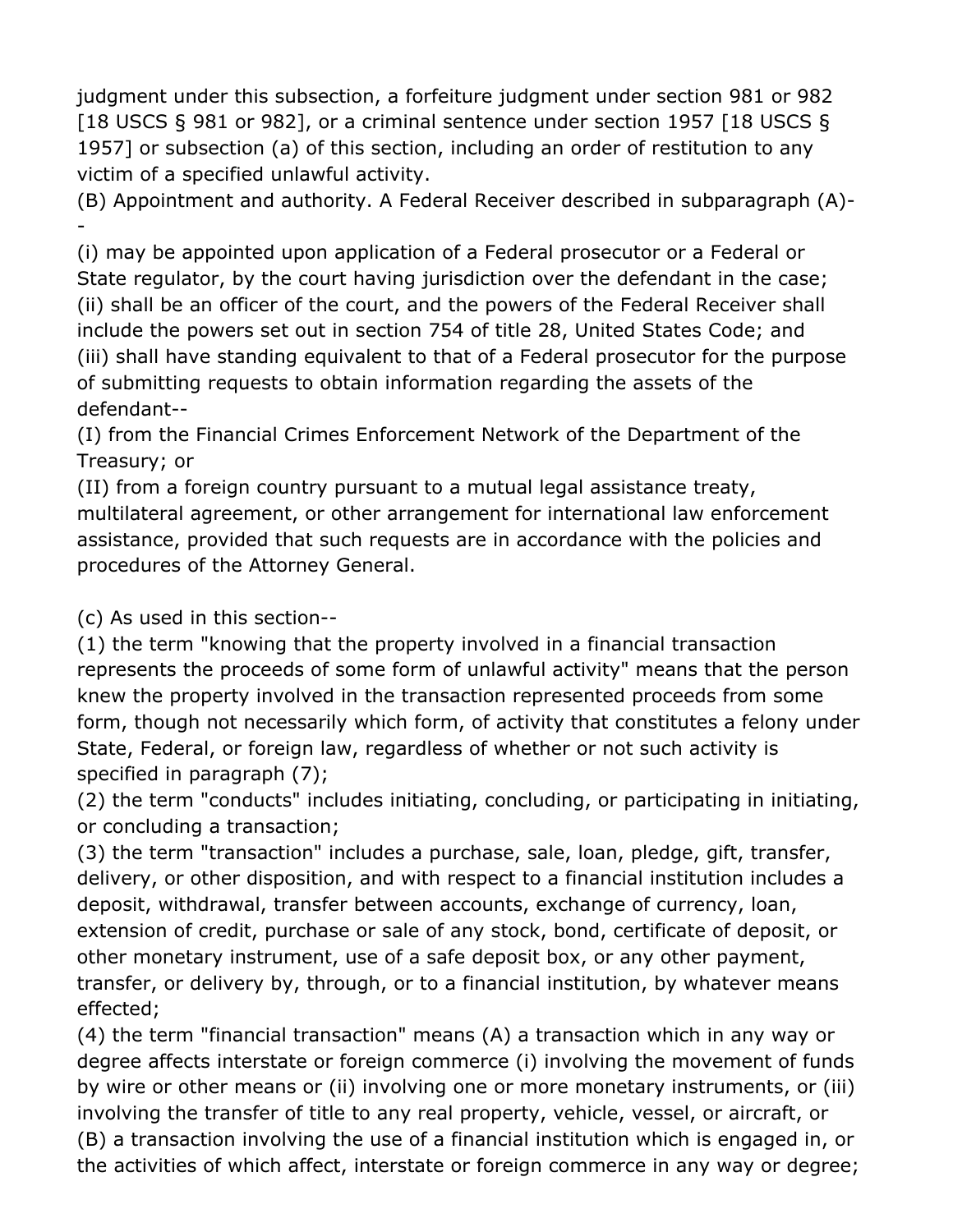judgment under this subsection, a forfeiture judgment under section 981 or 982 [18 USCS § 981 or 982], or a criminal sentence under section 1957 [18 USCS § 1957] or subsection (a) of this section, including an order of restitution to any victim of a specified unlawful activity.

(B) Appointment and authority. A Federal Receiver described in subparagraph (A)--

(i) may be appointed upon application of a Federal prosecutor or a Federal or State regulator, by the court having jurisdiction over the defendant in the case;

(ii) shall be an officer of the court, and the powers of the Federal Receiver shall include the powers set out in section 754 of title 28, United States Code; and

(iii) shall have standing equivalent to that of a Federal prosecutor for the purpose of submitting requests to obtain information regarding the assets of the defendant--

(I) from the Financial Crimes Enforcement Network of the Department of the Treasury; or

(II) from a foreign country pursuant to a mutual legal assistance treaty, multilateral agreement, or other arrangement for international law enforcement assistance, provided that such requests are in accordance with the policies and procedures of the Attorney General.

(c) As used in this section--

(1) the term "knowing that the property involved in a financial transaction represents the proceeds of some form of unlawful activity" means that the person knew the property involved in the transaction represented proceeds from some form, though not necessarily which form, of activity that constitutes a felony under State, Federal, or foreign law, regardless of whether or not such activity is specified in paragraph (7);

(2) the term "conducts" includes initiating, concluding, or participating in initiating, or concluding a transaction;

(3) the term "transaction" includes a purchase, sale, loan, pledge, gift, transfer, delivery, or other disposition, and with respect to a financial institution includes a deposit, withdrawal, transfer between accounts, exchange of currency, loan, extension of credit, purchase or sale of any stock, bond, certificate of deposit, or other monetary instrument, use of a safe deposit box, or any other payment, transfer, or delivery by, through, or to a financial institution, by whatever means effected;

(4) the term "financial transaction" means (A) a transaction which in any way or degree affects interstate or foreign commerce (i) involving the movement of funds by wire or other means or (ii) involving one or more monetary instruments, or (iii) involving the transfer of title to any real property, vehicle, vessel, or aircraft, or (B) a transaction involving the use of a financial institution which is engaged in, or the activities of which affect, interstate or foreign commerce in any way or degree;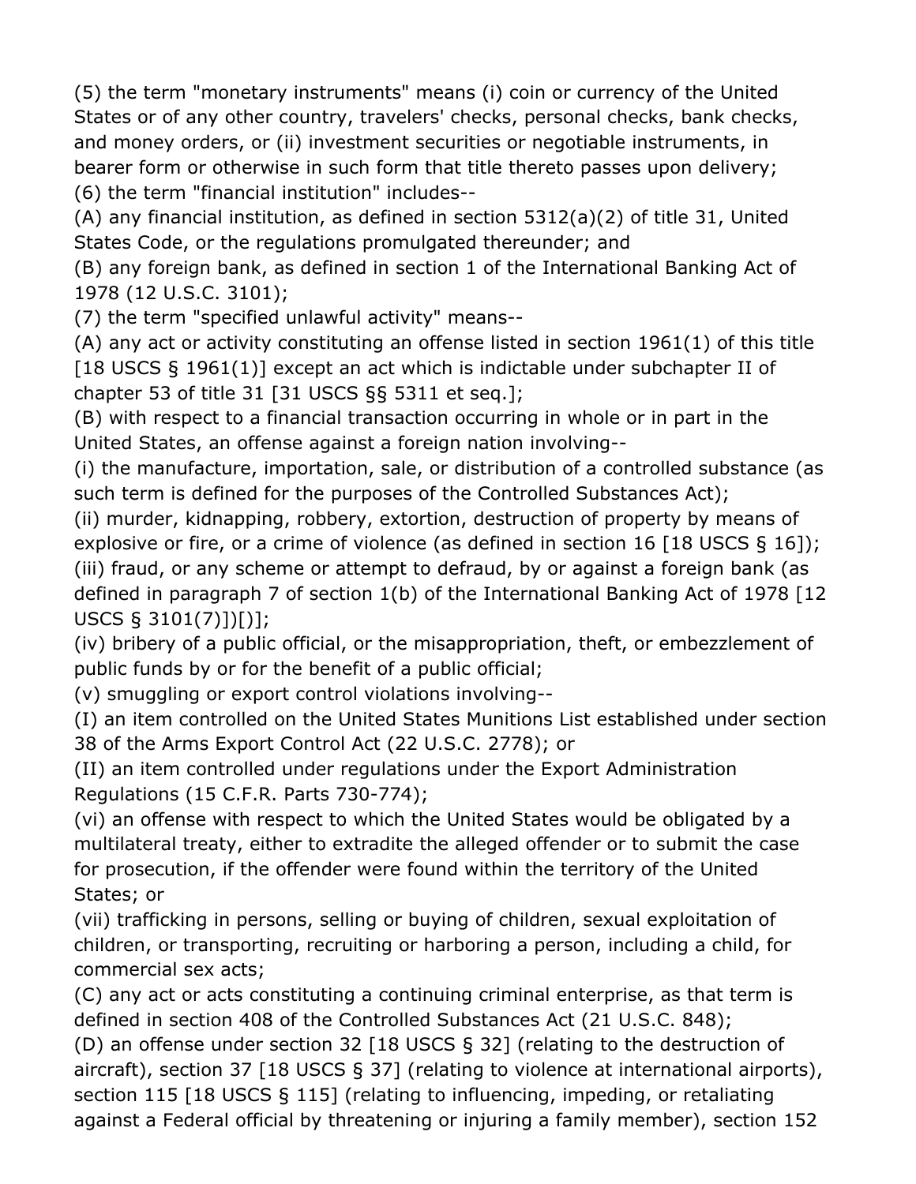(5) the term "monetary instruments" means (i) coin or currency of the United States or of any other country, travelers' checks, personal checks, bank checks, and money orders, or (ii) investment securities or negotiable instruments, in bearer form or otherwise in such form that title thereto passes upon delivery;

(6) the term "financial institution" includes--

(A) any financial institution, as defined in section 5312(a)(2) of title 31, United States Code, or the regulations promulgated thereunder; and

(B) any foreign bank, as defined in section 1 of the International Banking Act of 1978 (12 U.S.C. 3101);

(7) the term "specified unlawful activity" means--

(A) any act or activity constituting an offense listed in section 1961(1) of this title [18 USCS § 1961(1)] except an act which is indictable under subchapter II of chapter 53 of title 31 [31 USCS §§ 5311 et seq.];

(B) with respect to a financial transaction occurring in whole or in part in the United States, an offense against a foreign nation involving--

(i) the manufacture, importation, sale, or distribution of a controlled substance (as such term is defined for the purposes of the Controlled Substances Act);

(ii) murder, kidnapping, robbery, extortion, destruction of property by means of explosive or fire, or a crime of violence (as defined in section 16 [18 USCS § 16]);

(iii) fraud, or any scheme or attempt to defraud, by or against a foreign bank (as defined in paragraph 7 of section 1(b) of the International Banking Act of 1978 [12 USCS § 3101(7)])[)];

(iv) bribery of a public official, or the misappropriation, theft, or embezzlement of public funds by or for the benefit of a public official;

(v) smuggling or export control violations involving--

(I) an item controlled on the United States Munitions List established under section 38 of the Arms Export Control Act (22 U.S.C. 2778); or

(II) an item controlled under regulations under the Export Administration Regulations (15 C.F.R. Parts 730-774);

(vi) an offense with respect to which the United States would be obligated by a multilateral treaty, either to extradite the alleged offender or to submit the case for prosecution, if the offender were found within the territory of the United States; or

(vii) trafficking in persons, selling or buying of children, sexual exploitation of children, or transporting, recruiting or harboring a person, including a child, for commercial sex acts;

(C) any act or acts constituting a continuing criminal enterprise, as that term is defined in section 408 of the Controlled Substances Act (21 U.S.C. 848);

(D) an offense under section 32 [18 USCS § 32] (relating to the destruction of aircraft), section 37 [18 USCS § 37] (relating to violence at international airports), section 115 [18 USCS § 115] (relating to influencing, impeding, or retaliating against a Federal official by threatening or injuring a family member), section 152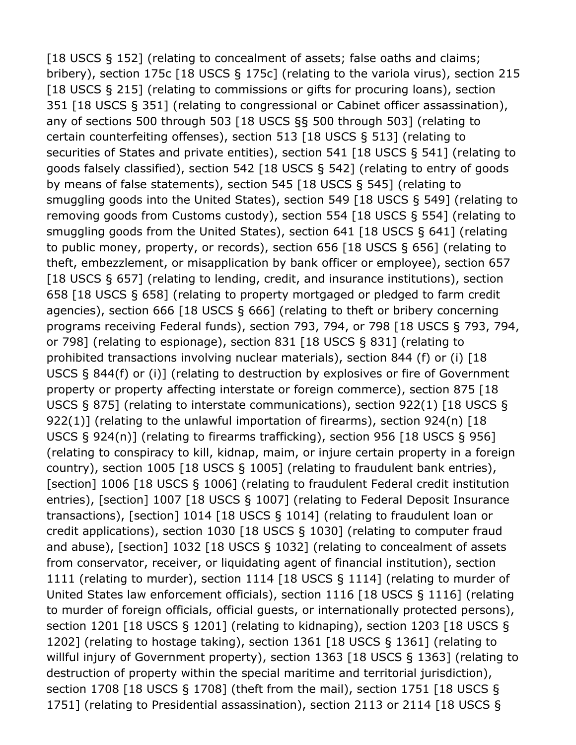[18 USCS § 152] (relating to concealment of assets; false oaths and claims; bribery), section 175c [18 USCS § 175c] (relating to the variola virus), section 215 [18 USCS § 215] (relating to commissions or gifts for procuring loans), section 351 [18 USCS § 351] (relating to congressional or Cabinet officer assassination), any of sections 500 through 503 [18 USCS §§ 500 through 503] (relating to certain counterfeiting offenses), section 513 [18 USCS § 513] (relating to securities of States and private entities), section 541 [18 USCS § 541] (relating to goods falsely classified), section 542 [18 USCS § 542] (relating to entry of goods by means of false statements), section 545 [18 USCS § 545] (relating to smuggling goods into the United States), section 549 [18 USCS § 549] (relating to removing goods from Customs custody), section 554 [18 USCS § 554] (relating to smuggling goods from the United States), section 641 [18 USCS § 641] (relating to public money, property, or records), section 656 [18 USCS § 656] (relating to theft, embezzlement, or misapplication by bank officer or employee), section 657 [18 USCS § 657] (relating to lending, credit, and insurance institutions), section 658 [18 USCS § 658] (relating to property mortgaged or pledged to farm credit agencies), section 666 [18 USCS § 666] (relating to theft or bribery concerning programs receiving Federal funds), section 793, 794, or 798 [18 USCS § 793, 794, or 798] (relating to espionage), section 831 [18 USCS § 831] (relating to prohibited transactions involving nuclear materials), section 844 (f) or (i) [18 USCS § 844(f) or (i)] (relating to destruction by explosives or fire of Government property or property affecting interstate or foreign commerce), section 875 [18 USCS § 875] (relating to interstate communications), section 922(1) [18 USCS § 922(1)] (relating to the unlawful importation of firearms), section 924(n) [18 USCS § 924(n)] (relating to firearms trafficking), section 956 [18 USCS § 956] (relating to conspiracy to kill, kidnap, maim, or injure certain property in a foreign country), section 1005 [18 USCS § 1005] (relating to fraudulent bank entries), [section] 1006 [18 USCS § 1006] (relating to fraudulent Federal credit institution entries), [section] 1007 [18 USCS § 1007] (relating to Federal Deposit Insurance transactions), [section] 1014 [18 USCS § 1014] (relating to fraudulent loan or credit applications), section 1030 [18 USCS § 1030] (relating to computer fraud and abuse), [section] 1032 [18 USCS § 1032] (relating to concealment of assets from conservator, receiver, or liquidating agent of financial institution), section 1111 (relating to murder), section 1114 [18 USCS § 1114] (relating to murder of United States law enforcement officials), section 1116 [18 USCS § 1116] (relating to murder of foreign officials, official guests, or internationally protected persons), section 1201 [18 USCS § 1201] (relating to kidnaping), section 1203 [18 USCS § 1202] (relating to hostage taking), section 1361 [18 USCS § 1361] (relating to willful injury of Government property), section 1363 [18 USCS § 1363] (relating to destruction of property within the special maritime and territorial jurisdiction), section 1708 [18 USCS § 1708] (theft from the mail), section 1751 [18 USCS § 1751] (relating to Presidential assassination), section 2113 or 2114 [18 USCS §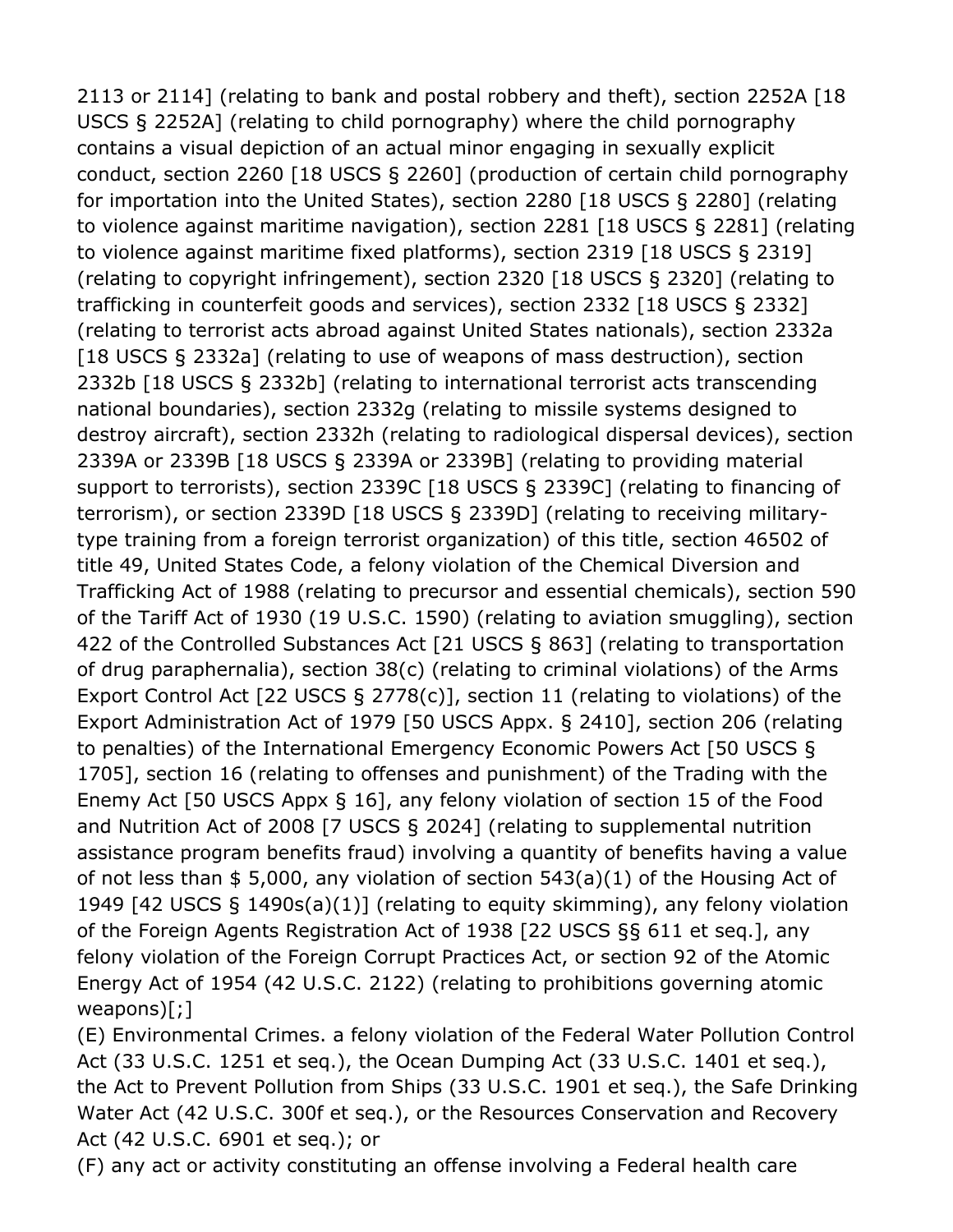2113 or 2114] (relating to bank and postal robbery and theft), section 2252A [18 USCS § 2252A] (relating to child pornography) where the child pornography contains a visual depiction of an actual minor engaging in sexually explicit conduct, section 2260 [18 USCS § 2260] (production of certain child pornography for importation into the United States), section 2280 [18 USCS § 2280] (relating to violence against maritime navigation), section 2281 [18 USCS § 2281] (relating to violence against maritime fixed platforms), section 2319 [18 USCS § 2319] (relating to copyright infringement), section 2320 [18 USCS § 2320] (relating to trafficking in counterfeit goods and services), section 2332 [18 USCS § 2332] (relating to terrorist acts abroad against United States nationals), section 2332a [18 USCS § 2332a] (relating to use of weapons of mass destruction), section 2332b [18 USCS § 2332b] (relating to international terrorist acts transcending national boundaries), section 2332g (relating to missile systems designed to destroy aircraft), section 2332h (relating to radiological dispersal devices), section 2339A or 2339B [18 USCS § 2339A or 2339B] (relating to providing material support to terrorists), section 2339C [18 USCS § 2339C] (relating to financing of terrorism), or section 2339D [18 USCS § 2339D] (relating to receiving military-type training from a foreign terrorist organization) of this title, section 46502 of title 49, United States Code, a felony violation of the Chemical Diversion and Trafficking Act of 1988 (relating to precursor and essential chemicals), section 590 of the Tariff Act of 1930 (19 U.S.C. 1590) (relating to aviation smuggling), section 422 of the Controlled Substances Act [21 USCS § 863] (relating to transportation of drug paraphernalia), section 38(c) (relating to criminal violations) of the Arms Export Control Act [22 USCS § 2778(c)], section 11 (relating to violations) of the Export Administration Act of 1979 [50 USCS Appx. § 2410], section 206 (relating to penalties) of the International Emergency Economic Powers Act [50 USCS § 1705], section 16 (relating to offenses and punishment) of the Trading with the Enemy Act [50 USCS Appx § 16], any felony violation of section 15 of the Food and Nutrition Act of 2008 [7 USCS § 2024] (relating to supplemental nutrition assistance program benefits fraud) involving a quantity of benefits having a value of not less than $ 5,000, any violation of section 543(a)(1) of the Housing Act of 1949 [42 USCS § 1490s(a)(1)] (relating to equity skimming), any felony violation of the Foreign Agents Registration Act of 1938 [22 USCS §§ 611 et seq.], any felony violation of the Foreign Corrupt Practices Act, or section 92 of the Atomic Energy Act of 1954 (42 U.S.C. 2122) (relating to prohibitions governing atomic weapons)[;]

(E) Environmental Crimes. a felony violation of the Federal Water Pollution Control Act (33 U.S.C. 1251 et seq.), the Ocean Dumping Act (33 U.S.C. 1401 et seq.), the Act to Prevent Pollution from Ships (33 U.S.C. 1901 et seq.), the Safe Drinking Water Act (42 U.S.C. 300f et seq.), or the Resources Conservation and Recovery Act (42 U.S.C. 6901 et seq.); or

(F) any act or activity constituting an offense involving a Federal health care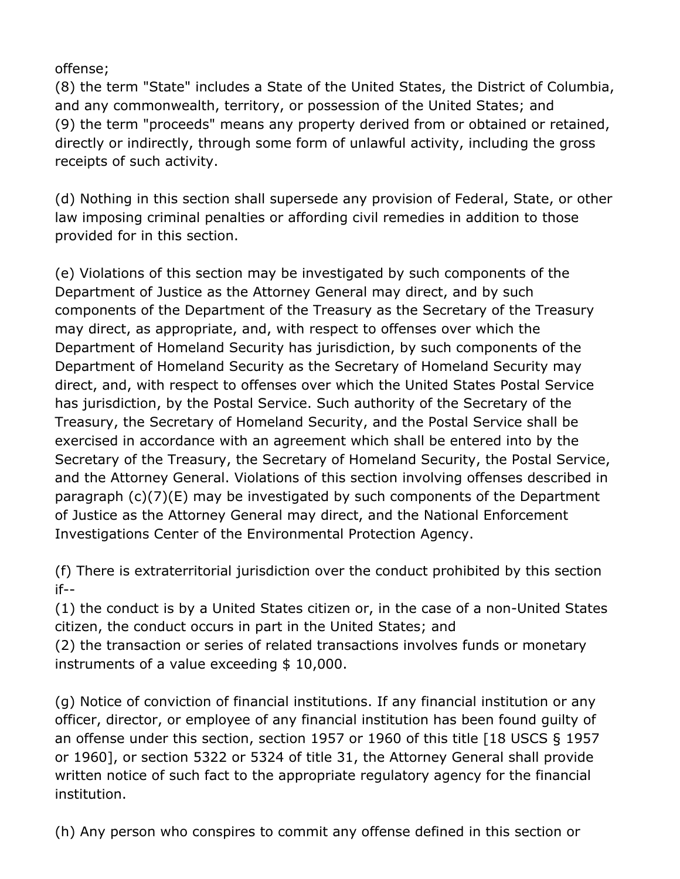offense;
(8) the term "State" includes a State of the United States, the District of Columbia, and any commonwealth, territory, or possession of the United States; and
(9) the term "proceeds" means any property derived from or obtained or retained, directly or indirectly, through some form of unlawful activity, including the gross receipts of such activity.

(d) Nothing in this section shall supersede any provision of Federal, State, or other law imposing criminal penalties or affording civil remedies in addition to those provided for in this section.

(e) Violations of this section may be investigated by such components of the Department of Justice as the Attorney General may direct, and by such components of the Department of the Treasury as the Secretary of the Treasury may direct, as appropriate, and, with respect to offenses over which the Department of Homeland Security has jurisdiction, by such components of the Department of Homeland Security as the Secretary of Homeland Security may direct, and, with respect to offenses over which the United States Postal Service has jurisdiction, by the Postal Service. Such authority of the Secretary of the Treasury, the Secretary of Homeland Security, and the Postal Service shall be exercised in accordance with an agreement which shall be entered into by the Secretary of the Treasury, the Secretary of Homeland Security, the Postal Service, and the Attorney General. Violations of this section involving offenses described in paragraph (c)(7)(E) may be investigated by such components of the Department of Justice as the Attorney General may direct, and the National Enforcement Investigations Center of the Environmental Protection Agency.

(f) There is extraterritorial jurisdiction over the conduct prohibited by this section if--
(1) the conduct is by a United States citizen or, in the case of a non-United States citizen, the conduct occurs in part in the United States; and
(2) the transaction or series of related transactions involves funds or monetary instruments of a value exceeding $ 10,000.

(g) Notice of conviction of financial institutions. If any financial institution or any officer, director, or employee of any financial institution has been found guilty of an offense under this section, section 1957 or 1960 of this title [18 USCS § 1957 or 1960], or section 5322 or 5324 of title 31, the Attorney General shall provide written notice of such fact to the appropriate regulatory agency for the financial institution.

(h) Any person who conspires to commit any offense defined in this section or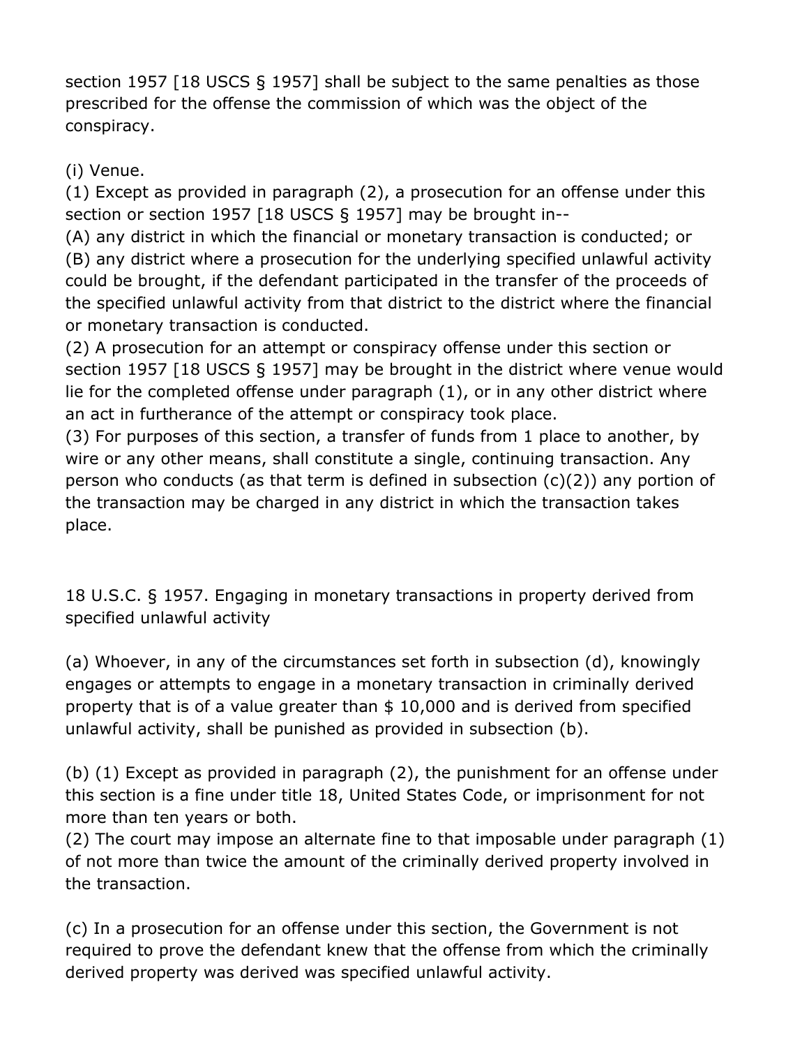section 1957 [18 USCS § 1957] shall be subject to the same penalties as those prescribed for the offense the commission of which was the object of the conspiracy.

(i) Venue.
(1) Except as provided in paragraph (2), a prosecution for an offense under this section or section 1957 [18 USCS § 1957] may be brought in--
(A) any district in which the financial or monetary transaction is conducted; or
(B) any district where a prosecution for the underlying specified unlawful activity could be brought, if the defendant participated in the transfer of the proceeds of the specified unlawful activity from that district to the district where the financial or monetary transaction is conducted.
(2) A prosecution for an attempt or conspiracy offense under this section or section 1957 [18 USCS § 1957] may be brought in the district where venue would lie for the completed offense under paragraph (1), or in any other district where an act in furtherance of the attempt or conspiracy took place.
(3) For purposes of this section, a transfer of funds from 1 place to another, by wire or any other means, shall constitute a single, continuing transaction. Any person who conducts (as that term is defined in subsection (c)(2)) any portion of the transaction may be charged in any district in which the transaction takes place.

18 U.S.C. § 1957. Engaging in monetary transactions in property derived from specified unlawful activity

(a) Whoever, in any of the circumstances set forth in subsection (d), knowingly engages or attempts to engage in a monetary transaction in criminally derived property that is of a value greater than $ 10,000 and is derived from specified unlawful activity, shall be punished as provided in subsection (b).

(b) (1) Except as provided in paragraph (2), the punishment for an offense under this section is a fine under title 18, United States Code, or imprisonment for not more than ten years or both.
(2) The court may impose an alternate fine to that imposable under paragraph (1) of not more than twice the amount of the criminally derived property involved in the transaction.

(c) In a prosecution for an offense under this section, the Government is not required to prove the defendant knew that the offense from which the criminally derived property was derived was specified unlawful activity.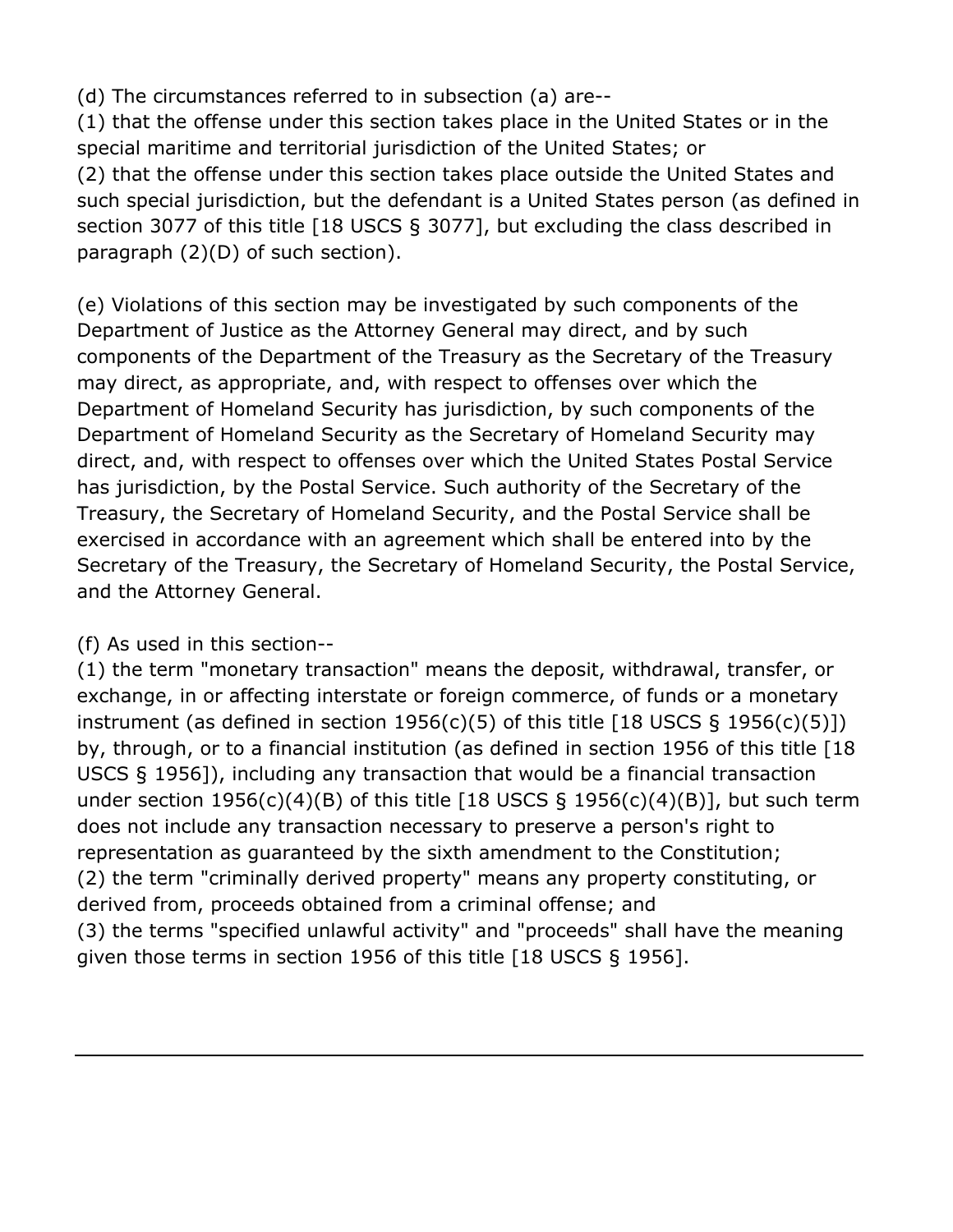(d) The circumstances referred to in subsection (a) are--
(1) that the offense under this section takes place in the United States or in the special maritime and territorial jurisdiction of the United States; or
(2) that the offense under this section takes place outside the United States and such special jurisdiction, but the defendant is a United States person (as defined in section 3077 of this title [18 USCS § 3077], but excluding the class described in paragraph (2)(D) of such section).

(e) Violations of this section may be investigated by such components of the Department of Justice as the Attorney General may direct, and by such components of the Department of the Treasury as the Secretary of the Treasury may direct, as appropriate, and, with respect to offenses over which the Department of Homeland Security has jurisdiction, by such components of the Department of Homeland Security as the Secretary of Homeland Security may direct, and, with respect to offenses over which the United States Postal Service has jurisdiction, by the Postal Service. Such authority of the Secretary of the Treasury, the Secretary of Homeland Security, and the Postal Service shall be exercised in accordance with an agreement which shall be entered into by the Secretary of the Treasury, the Secretary of Homeland Security, the Postal Service, and the Attorney General.

(f) As used in this section--
(1) the term "monetary transaction" means the deposit, withdrawal, transfer, or exchange, in or affecting interstate or foreign commerce, of funds or a monetary instrument (as defined in section 1956(c)(5) of this title [18 USCS § 1956(c)(5)]) by, through, or to a financial institution (as defined in section 1956 of this title [18 USCS § 1956]), including any transaction that would be a financial transaction under section 1956(c)(4)(B) of this title [18 USCS § 1956(c)(4)(B)], but such term does not include any transaction necessary to preserve a person's right to representation as guaranteed by the sixth amendment to the Constitution;
(2) the term "criminally derived property" means any property constituting, or derived from, proceeds obtained from a criminal offense; and
(3) the terms "specified unlawful activity" and "proceeds" shall have the meaning given those terms in section 1956 of this title [18 USCS § 1956].